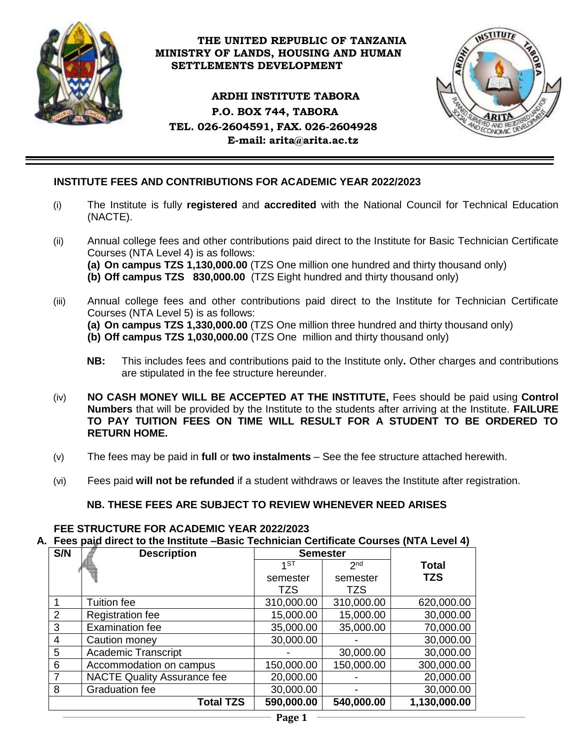**THE UNITED REPUBLIC OF TANZANIA**
**MINISTRY OF LANDS, HOUSING AND HUMAN SETTLEMENTS DEVELOPMENT**

**ARDHI INSTITUTE TABORA**
**P.O. BOX 744, TABORA**
**TEL. 026-2604591, FAX. 026-2604928**
**E-mail: arita@arita.ac.tz**

## INSTITUTE FEES AND CONTRIBUTIONS FOR ACADEMIC YEAR 2022/2023

(i) The Institute is fully **registered** and **accredited** with the National Council for Technical Education (NACTE).

(ii) Annual college fees and other contributions paid direct to the Institute for Basic Technician Certificate Courses (NTA Level 4) is as follows:
 **(a) On campus TZS 1,130,000.00** (TZS One million one hundred and thirty thousand only)
 **(b) Off campus TZS 830,000.00** (TZS Eight hundred and thirty thousand only)

(iii) Annual college fees and other contributions paid direct to the Institute for Technician Certificate Courses (NTA Level 5) is as follows:
 **(a) On campus TZS 1,330,000.00** (TZS One million three hundred and thirty thousand only)
 **(b) Off campus TZS 1,030,000.00** (TZS One million and thirty thousand only)

 **NB:** This includes fees and contributions paid to the Institute only**.** Other charges and contributions are stipulated in the fee structure hereunder.

(iv) **NO CASH MONEY WILL BE ACCEPTED AT THE INSTITUTE,** Fees should be paid using **Control Numbers** that will be provided by the Institute to the students after arriving at the Institute. **FAILURE TO PAY TUITION FEES ON TIME WILL RESULT FOR A STUDENT TO BE ORDERED TO RETURN HOME.**

(v) The fees may be paid in **full** or **two instalments** – See the fee structure attached herewith.

(vi) Fees paid **will not be refunded** if a student withdraws or leaves the Institute after registration.

**NB. THESE FEES ARE SUBJECT TO REVIEW WHENEVER NEED ARISES**

### FEE STRUCTURE FOR ACADEMIC YEAR 2022/2023

**A. Fees paid direct to the Institute –Basic Technician Certificate Courses (NTA Level 4)**

| S/N | Description | Semester | | Total TZS |
|---|---|---|---|---|
| | | 1ST semester TZS | 2nd semester TZS | |
| 1 | Tuition fee | 310,000.00 | 310,000.00 | 620,000.00 |
| 2 | Registration fee | 15,000.00 | 15,000.00 | 30,000.00 |
| 3 | Examination fee | 35,000.00 | 35,000.00 | 70,000.00 |
| 4 | Caution money | 30,000.00 | - | 30,000.00 |
| 5 | Academic Transcript | - | 30,000.00 | 30,000.00 |
| 6 | Accommodation on campus | 150,000.00 | 150,000.00 | 300,000.00 |
| 7 | NACTE Quality Assurance fee | 20,000.00 | - | 20,000.00 |
| 8 | Graduation fee | 30,000.00 | - | 30,000.00 |
| | **Total TZS** | **590,000.00** | **540,000.00** | **1,130,000.00** |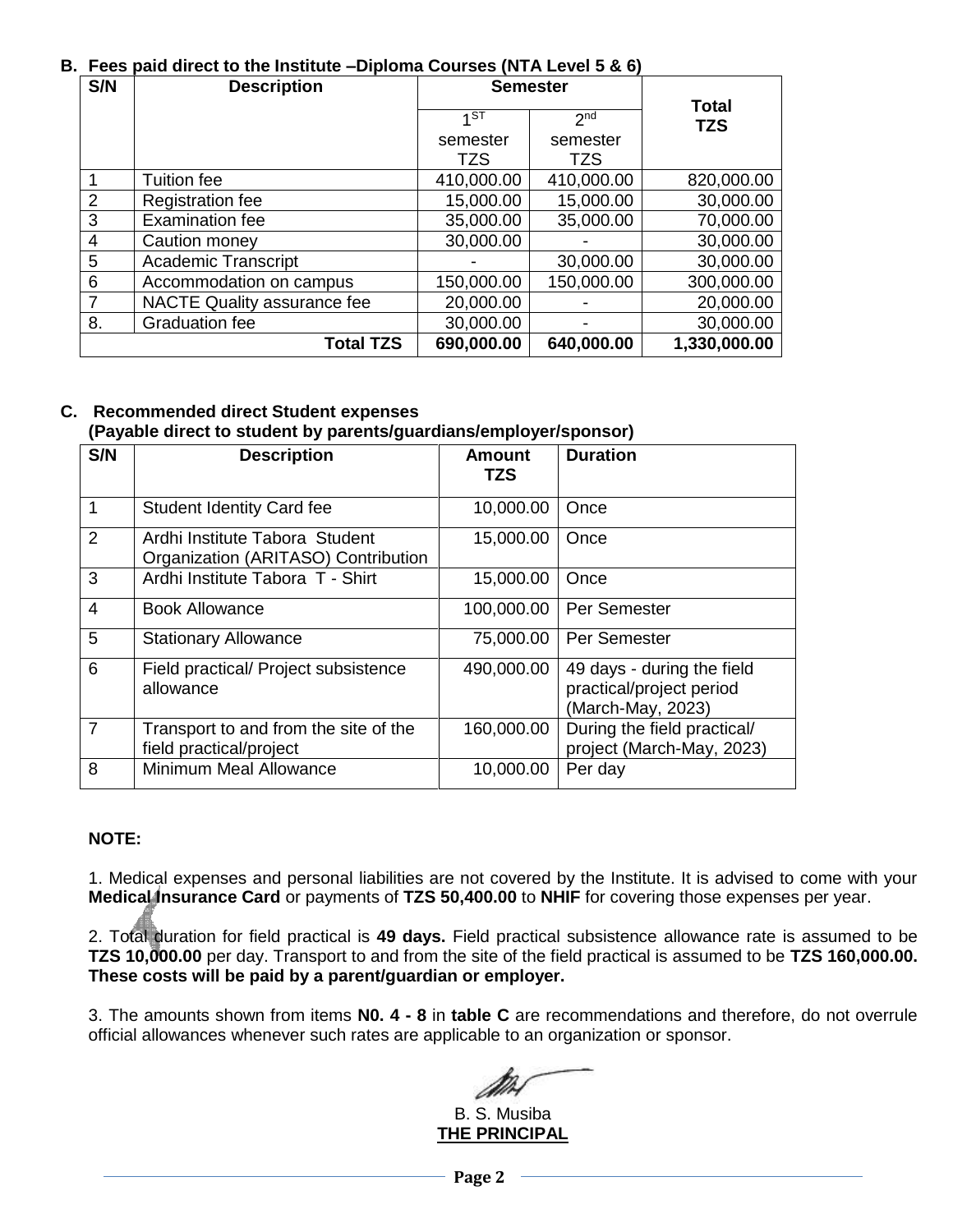## B. Fees paid direct to the Institute –Diploma Courses (NTA Level 5 & 6)

| S/N | Description | Semester | | Total TZS |
|---|---|---|---|---|
| | | 1[ST] semester TZS | 2[nd] semester TZS | |
| 1 | Tuition fee | 410,000.00 | 410,000.00 | 820,000.00 |
| 2 | Registration fee | 15,000.00 | 15,000.00 | 30,000.00 |
| 3 | Examination fee | 35,000.00 | 35,000.00 | 70,000.00 |
| 4 | Caution money | 30,000.00 | - | 30,000.00 |
| 5 | Academic Transcript | - | 30,000.00 | 30,000.00 |
| 6 | Accommodation on campus | 150,000.00 | 150,000.00 | 300,000.00 |
| 7 | NACTE Quality assurance fee | 20,000.00 | - | 20,000.00 |
| 8. | Graduation fee | 30,000.00 | - | 30,000.00 |
| | **Total TZS** | **690,000.00** | **640,000.00** | **1,330,000.00** |

## C. Recommended direct Student expenses

**(Payable direct to student by parents/guardians/employer/sponsor)**

| S/N | Description | Amount TZS | Duration |
|---|---|---|---|
| 1 | Student Identity Card fee | 10,000.00 | Once |
| 2 | Ardhi Institute Tabora Student Organization (ARITASO) Contribution | 15,000.00 | Once |
| 3 | Ardhi Institute Tabora T - Shirt | 15,000.00 | Once |
| 4 | Book Allowance | 100,000.00 | Per Semester |
| 5 | Stationary Allowance | 75,000.00 | Per Semester |
| 6 | Field practical/ Project subsistence allowance | 490,000.00 | 49 days - during the field practical/project period (March-May, 2023) |
| 7 | Transport to and from the site of the field practical/project | 160,000.00 | During the field practical/ project (March-May, 2023) |
| 8 | Minimum Meal Allowance | 10,000.00 | Per day |

**NOTE:**

1. Medical expenses and personal liabilities are not covered by the Institute. It is advised to come with your **Medical Insurance Card** or payments of **TZS 50,400.00** to **NHIF** for covering those expenses per year.

2. Total duration for field practical is **49 days.** Field practical subsistence allowance rate is assumed to be **TZS 10,000.00** per day. Transport to and from the site of the field practical is assumed to be **TZS 160,000.00. These costs will be paid by a parent/guardian or employer.**

3. The amounts shown from items **N0. 4 - 8** in **table C** are recommendations and therefore, do not overrule official allowances whenever such rates are applicable to an organization or sponsor.

B. S. Musiba

**THE PRINCIPAL**